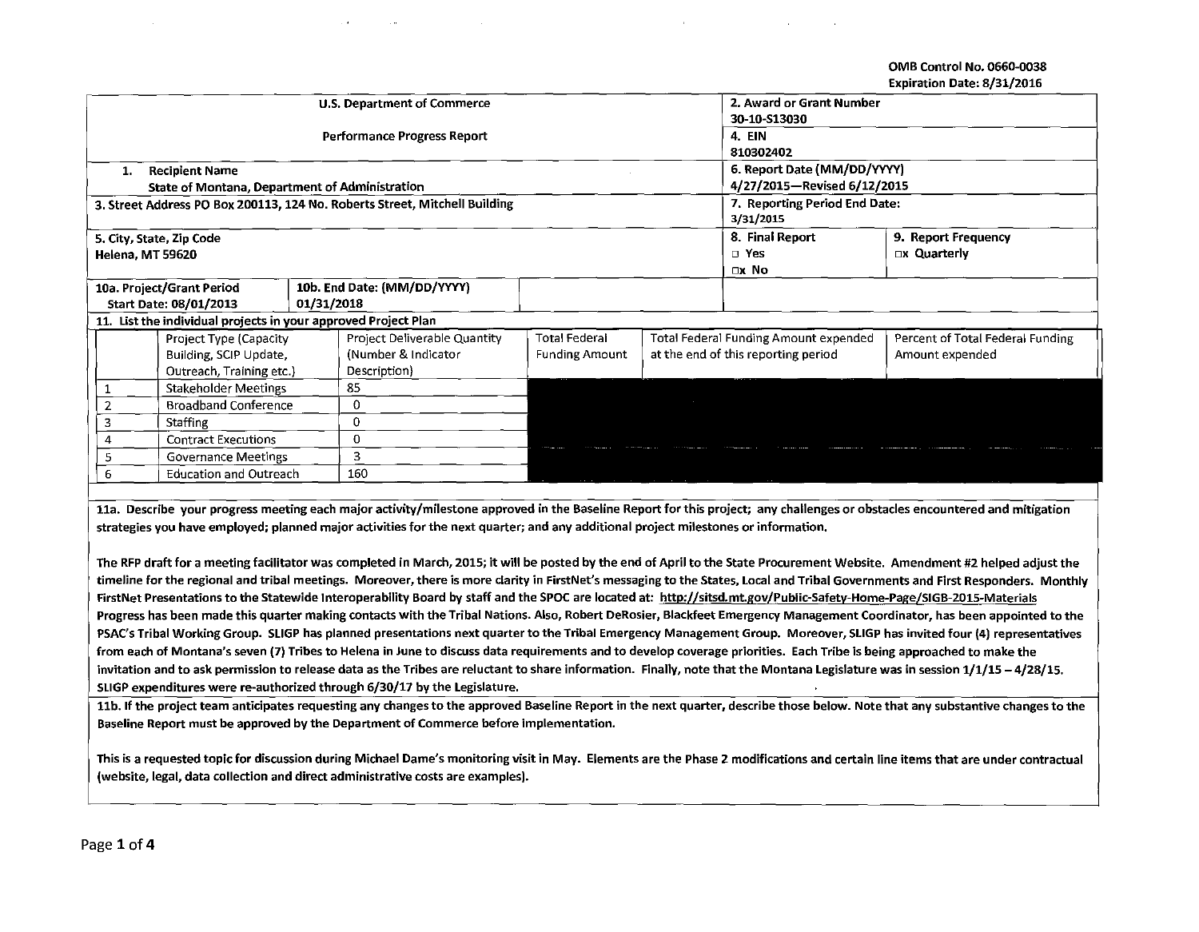OMB Control No. 0660-0038
Expiration Date: 8/31/2016

| U.S. Department of Commerce | | 2. Award or Grant Number | |
|---|---|---|---|
| | | 30-10-S13030 | |
| Performance Progress Report | | 4. EIN | |
| | | 810302402 | |
| 1. Recipient Name<br>State of Montana, Department of Administration | | 6. Report Date (MM/DD/YYYY)<br>4/27/2015—Revised 6/12/2015 | |
| 3. Street Address PO Box 200113, 124 No. Roberts Street, Mitchell Building | | 7. Reporting Period End Date:<br>3/31/2015 | |
| 5. City, State, Zip Code<br>Helena, MT 59620 | | 8. Final Report<br>☐ Yes<br>☐x No | 9. Report Frequency<br>☐x Quarterly |
| 10a. Project/Grant Period<br>Start Date: 08/01/2013 | 10b. End Date: (MM/DD/YYYY)<br>01/31/2018 | | |

11. List the individual projects in your approved Project Plan

| | Project Type (Capacity Building, SCIP Update, Outreach, Training etc.) | Project Deliverable Quantity (Number & Indicator Description) | Total Federal Funding Amount | Total Federal Funding Amount expended at the end of this reporting period | Percent of Total Federal Funding Amount expended |
|---|---|---|---|---|---|
| 1 | Stakeholder Meetings | 85 | | | |
| 2 | Broadband Conference | 0 | | | |
| 3 | Staffing | 0 | | | |
| 4 | Contract Executions | 0 | | | |
| 5 | Governance Meetings | 3 | | | |
| 6 | Education and Outreach | 160 | | | |

11a. Describe your progress meeting each major activity/milestone approved in the Baseline Report for this project; any challenges or obstacles encountered and mitigation strategies you have employed; planned major activities for the next quarter; and any additional project milestones or information.

The RFP draft for a meeting facilitator was completed in March, 2015; it will be posted by the end of April to the State Procurement Website. Amendment #2 helped adjust the timeline for the regional and tribal meetings. Moreover, there is more clarity in FirstNet's messaging to the States, Local and Tribal Governments and First Responders. Monthly FirstNet Presentations to the Statewide Interoperability Board by staff and the SPOC are located at: http://sitsd.mt.gov/Public-Safety-Home-Page/SIGB-2015-Materials Progress has been made this quarter making contacts with the Tribal Nations. Also, Robert DeRosier, Blackfeet Emergency Management Coordinator, has been appointed to the PSAC's Tribal Working Group. SLIGP has planned presentations next quarter to the Tribal Emergency Management Group. Moreover, SLIGP has invited four (4) representatives from each of Montana's seven (7) Tribes to Helena in June to discuss data requirements and to develop coverage priorities. Each Tribe is being approached to make the invitation and to ask permission to release data as the Tribes are reluctant to share information. Finally, note that the Montana Legislature was in session 1/1/15 – 4/28/15. SLIGP expenditures were re-authorized through 6/30/17 by the Legislature.

11b. If the project team anticipates requesting any changes to the approved Baseline Report in the next quarter, describe those below. Note that any substantive changes to the Baseline Report must be approved by the Department of Commerce before implementation.

This is a requested topic for discussion during Michael Dame's monitoring visit in May. Elements are the Phase 2 modifications and certain line items that are under contractual (website, legal, data collection and direct administrative costs are examples).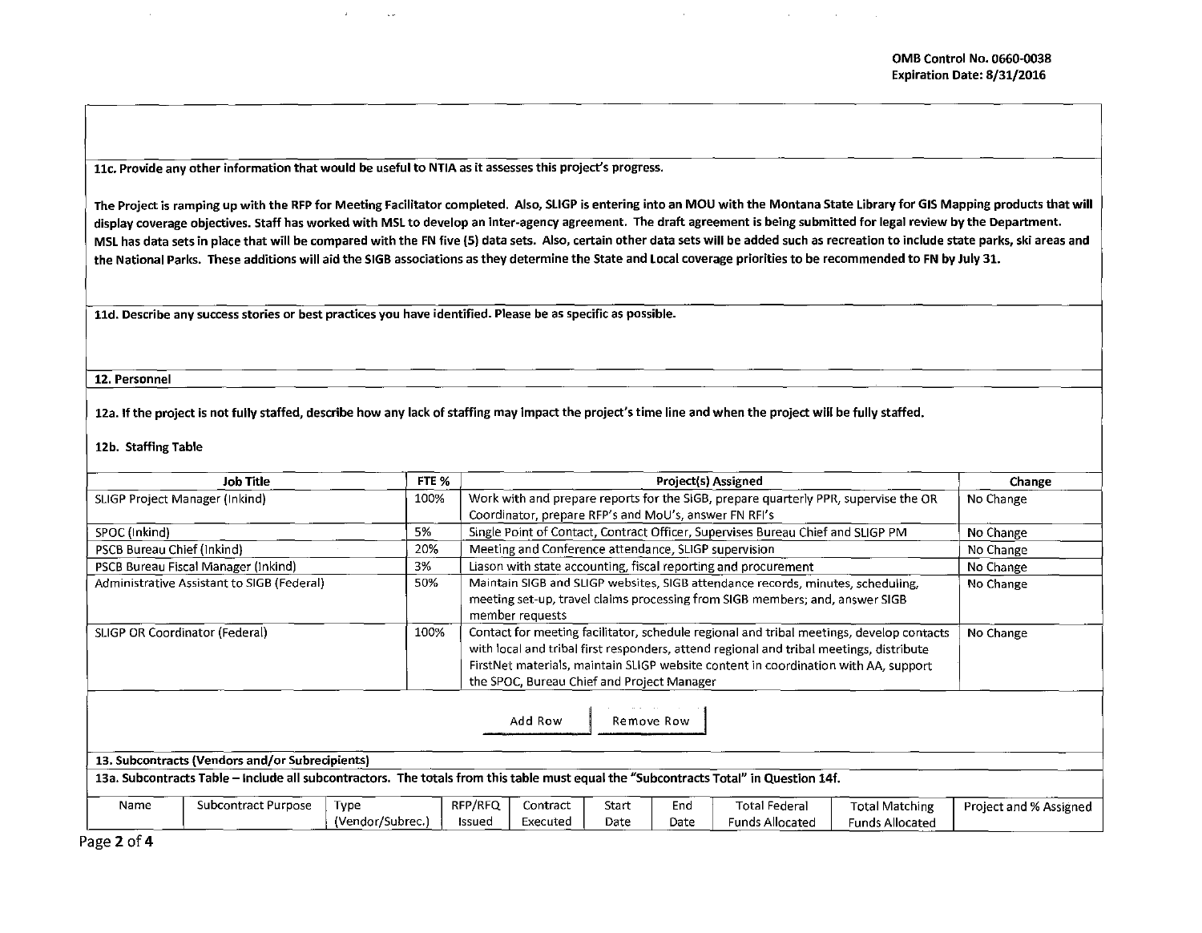**11c. Provide any other information that would be useful to NTIA as it assesses this project's progress.**

**The Project is ramping up with the RFP for Meeting Facilitator completed. Also, SLIGP is entering into an MOU with the Montana State Library for GIS Mapping products that will display coverage objectives. Staff has worked with MSL to develop an inter-agency agreement. The draft agreement is being submitted for legal review by the Department. MSL has data sets in place that will be compared with the FN five (5) data sets. Also, certain other data sets will be added such as recreation to include state parks, ski areas and the National Parks. These additions will aid the SIGB associations as they determine the State and Local coverage priorities to be recommended to FN by July 31.**

**11d. Describe any success stories or best practices you have identified. Please be as specific as possible.**

**12. Personnel**

**12a. If the project is not fully staffed, describe how any lack of staffing may impact the project's time line and when the project will be fully staffed.**

**12b. Staffing Table**

| Job Title | FTE % | Project(s) Assigned | Change |
|---|---|---|---|
| SLIGP Project Manager (Inkind) | 100% | Work with and prepare reports for the SIGB, prepare quarterly PPR, supervise the OR Coordinator, prepare RFP's and MoU's, answer FN RFI's | No Change |
| SPOC (Inkind) | 5% | Single Point of Contact, Contract Officer, Supervises Bureau Chief and SLIGP PM | No Change |
| PSCB Bureau Chief (Inkind) | 20% | Meeting and Conference attendance, SLIGP supervision | No Change |
| PSCB Bureau Fiscal Manager (Inkind) | 3% | Liason with state accounting, fiscal reporting and procurement | No Change |
| Administrative Assistant to SIGB (Federal) | 50% | Maintain SIGB and SLIGP websites, SIGB attendance records, minutes, scheduling, meeting set-up, travel claims processing from SIGB members; and, answer SIGB member requests | No Change |
| SLIGP OR Coordinator (Federal) | 100% | Contact for meeting facilitator, schedule regional and tribal meetings, develop contacts with local and tribal first responders, attend regional and tribal meetings, distribute FirstNet materials, maintain SLIGP website content in coordination with AA, support the SPOC, Bureau Chief and Project Manager | No Change |

**13. Subcontracts (Vendors and/or Subrecipients)**

**13a. Subcontracts Table – Include all subcontractors. The totals from this table must equal the "Subcontracts Total" in Question 14f.**

| Name | Subcontract Purpose | Type (Vendor/Subrec.) | RFP/RFQ Issued | Contract Executed | Start Date | End Date | Total Federal Funds Allocated | Total Matching Funds Allocated | Project and % Assigned |
|---|---|---|---|---|---|---|---|---|---|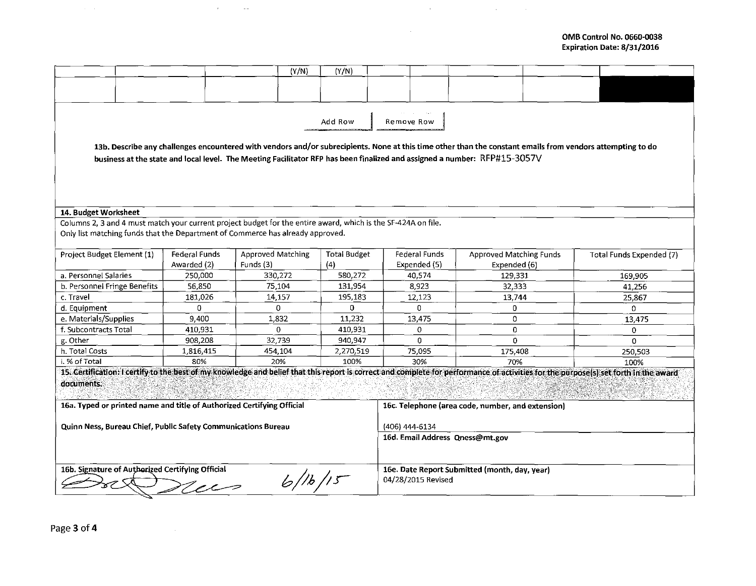OMB Control No. 0660-0038
Expiration Date: 8/31/2016

| | | | | (Y/N) | (Y/N) | | | | | |
|---|---|---|---|---|---|---|---|---|---|---|
| | | | | | | | | | | |

Add Row | Remove Row

**13b. Describe any challenges encountered with vendors and/or subrecipients.** None at this time other than the constant emails from vendors attempting to do business at the state and local level. The Meeting Facilitator RFP has been finalized and assigned a number: RFP#15-3057V

**14. Budget Worksheet**

Columns 2, 3 and 4 must match your current project budget for the entire award, which is the SF-424A on file.
Only list matching funds that the Department of Commerce has already approved.

| Project Budget Element (1) | Federal Funds Awarded (2) | Approved Matching Funds (3) | Total Budget (4) | Federal Funds Expended (5) | Approved Matching Funds Expended (6) | Total Funds Expended (7) |
|---|---|---|---|---|---|---|
| a. Personnel Salaries | 250,000 | 330,272 | 580,272 | 40,574 | 129,331 | 169,905 |
| b. Personnel Fringe Benefits | 56,850 | 75,104 | 131,954 | 8,923 | 32,333 | 41,256 |
| c. Travel | 181,026 | 14,157 | 195,183 | 12,123 | 13,744 | 25,867 |
| d. Equipment | 0 | 0 | 0 | 0 | 0 | 0 |
| e. Materials/Supplies | 9,400 | 1,832 | 11,232 | 13,475 | 0 | 13,475 |
| f. Subcontracts Total | 410,931 | 0 | 410,931 | 0 | 0 | 0 |
| g. Other | 908,208 | 32,739 | 940,947 | 0 | 0 | 0 |
| h. Total Costs | 1,816,415 | 454,104 | 2,270,519 | 75,095 | 175,408 | 250,503 |
| i. % of Total | 80% | 20% | 100% | 30% | 70% | 100% |

**15. Certification: I certify to the best of my knowledge and belief that this report is correct and complete for performance of activities for the purpose(s) set forth in the award documents.**

| **16a. Typed or printed name and title of Authorized Certifying Official** | **16c. Telephone (area code, number, and extension)** |
|---|---|
| **Quinn Ness, Bureau Chief, Public Safety Communications Bureau** | (406) 444-6134 |
| | **16d. Email Address** Qness@mt.gov |
| **16b. Signature of Authorized Certifying Official** 6/16/15 | **16e. Date Report Submitted (month, day, year)** 04/28/2015 Revised |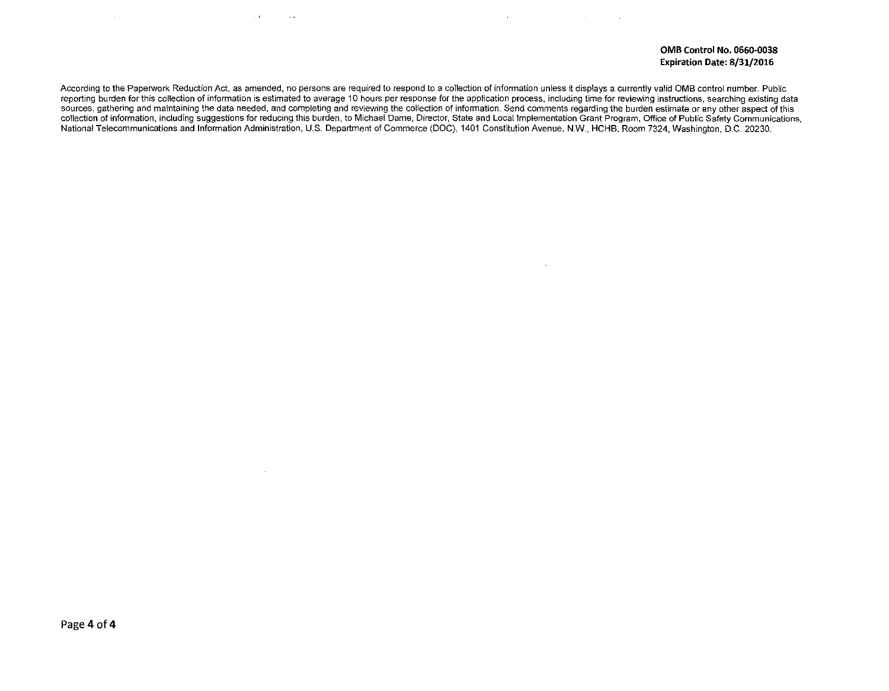**OMB Control No. 0660-0038**
**Expiration Date: 8/31/2016**

According to the Paperwork Reduction Act, as amended, no persons are required to respond to a collection of information unless it displays a currently valid OMB control number. Public reporting burden for this collection of information is estimated to average 10 hours per response for the application process, including time for reviewing instructions, searching existing data sources, gathering and maintaining the data needed, and completing and reviewing the collection of information. Send comments regarding the burden estimate or any other aspect of this collection of information, including suggestions for reducing this burden, to Michael Dame, Director, State and Local Implementation Grant Program, Office of Public Safety Communications, National Telecommunications and Information Administration, U.S. Department of Commerce (DOC), 1401 Constitution Avenue, N.W., HCHB, Room 7324, Washington, D.C. 20230.